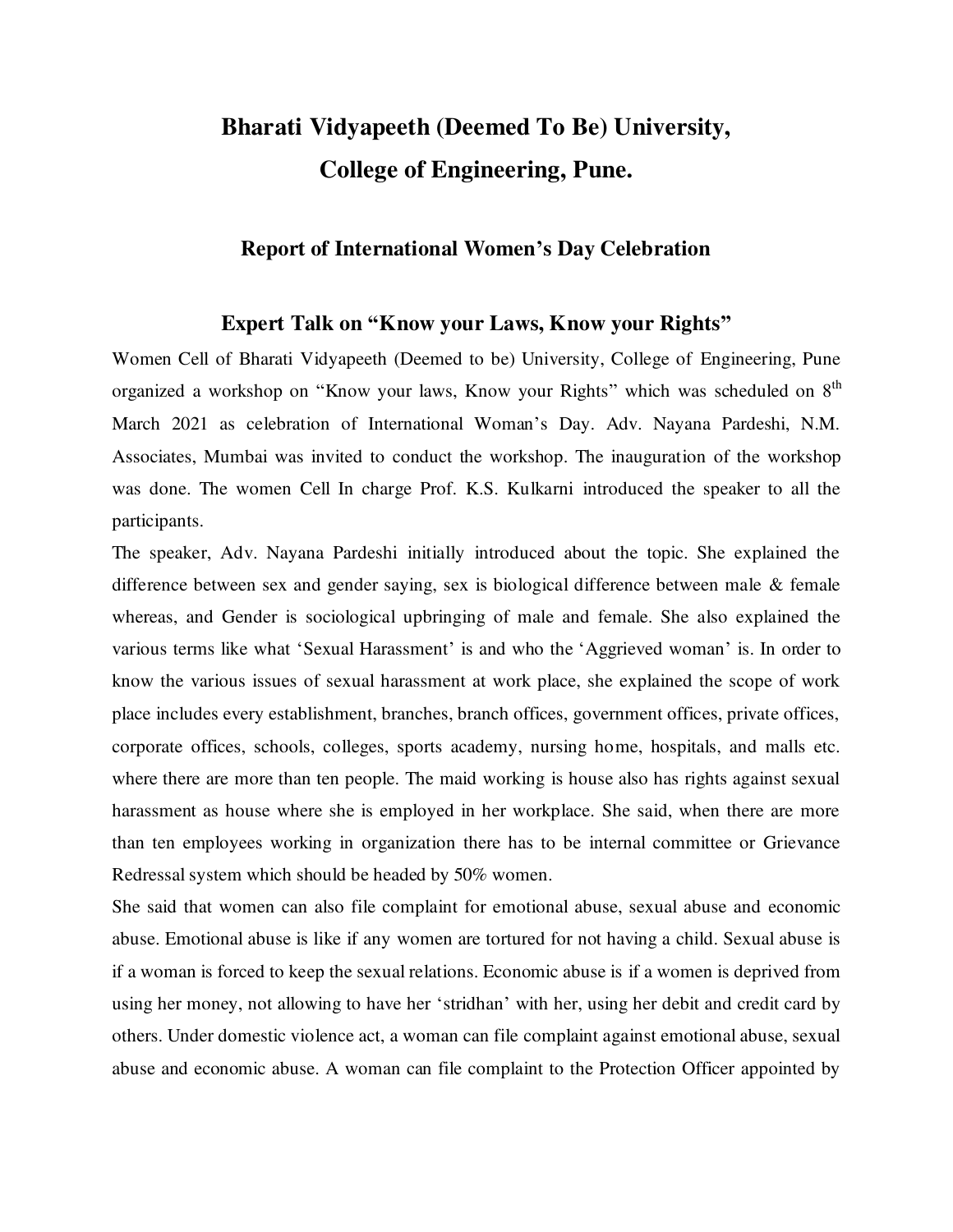# Bharati Vidyapeeth (Deemed To Be) University,
# College of Engineering, Pune.

## Report of International Women's Day Celebration

### Expert Talk on "Know your Laws, Know your Rights"

Women Cell of Bharati Vidyapeeth (Deemed to be) University, College of Engineering, Pune organized a workshop on "Know your laws, Know your Rights" which was scheduled on 8th March 2021 as celebration of International Woman's Day. Adv. Nayana Pardeshi, N.M. Associates, Mumbai was invited to conduct the workshop. The inauguration of the workshop was done. The women Cell In charge Prof. K.S. Kulkarni introduced the speaker to all the participants.

The speaker, Adv. Nayana Pardeshi initially introduced about the topic. She explained the difference between sex and gender saying, sex is biological difference between male & female whereas, and Gender is sociological upbringing of male and female. She also explained the various terms like what 'Sexual Harassment' is and who the 'Aggrieved woman' is. In order to know the various issues of sexual harassment at work place, she explained the scope of work place includes every establishment, branches, branch offices, government offices, private offices, corporate offices, schools, colleges, sports academy, nursing home, hospitals, and malls etc. where there are more than ten people. The maid working is house also has rights against sexual harassment as house where she is employed in her workplace. She said, when there are more than ten employees working in organization there has to be internal committee or Grievance Redressal system which should be headed by 50% women.

She said that women can also file complaint for emotional abuse, sexual abuse and economic abuse. Emotional abuse is like if any women are tortured for not having a child. Sexual abuse is if a woman is forced to keep the sexual relations. Economic abuse is if a women is deprived from using her money, not allowing to have her 'stridhan' with her, using her debit and credit card by others. Under domestic violence act, a woman can file complaint against emotional abuse, sexual abuse and economic abuse. A woman can file complaint to the Protection Officer appointed by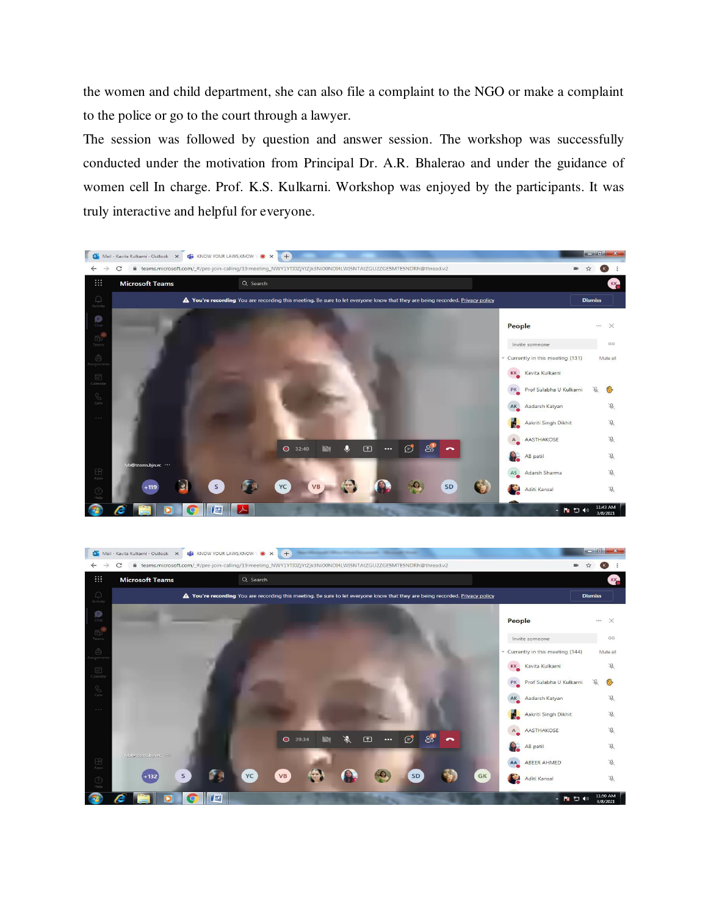the women and child department, she can also file a complaint to the NGO or make a complaint to the police or go to the court through a lawyer.

The session was followed by question and answer session. The workshop was successfully conducted under the motivation from Principal Dr. A.R. Bhalerao and under the guidance of women cell In charge. Prof. K.S. Kulkarni. Workshop was enjoyed by the participants. It was truly interactive and helpful for everyone.